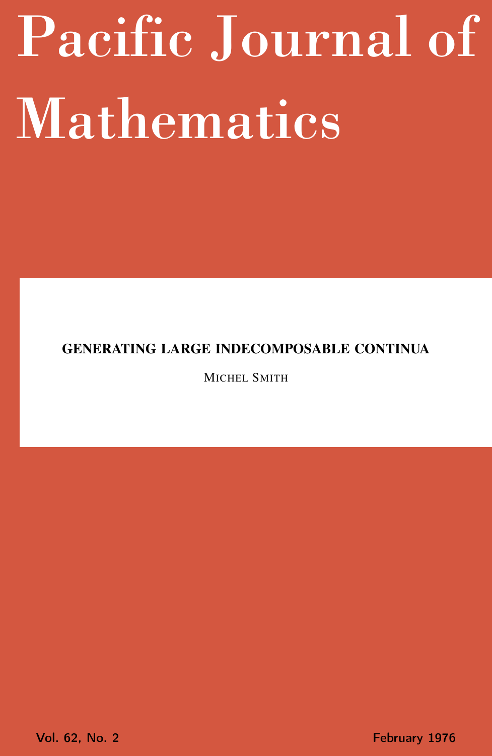# Pacific Journal of Mathematics

## GENERATING LARGE INDECOMPOSABLE CONTINUA

MICHEL SMITH

Vol. 62, No. 2 February 1976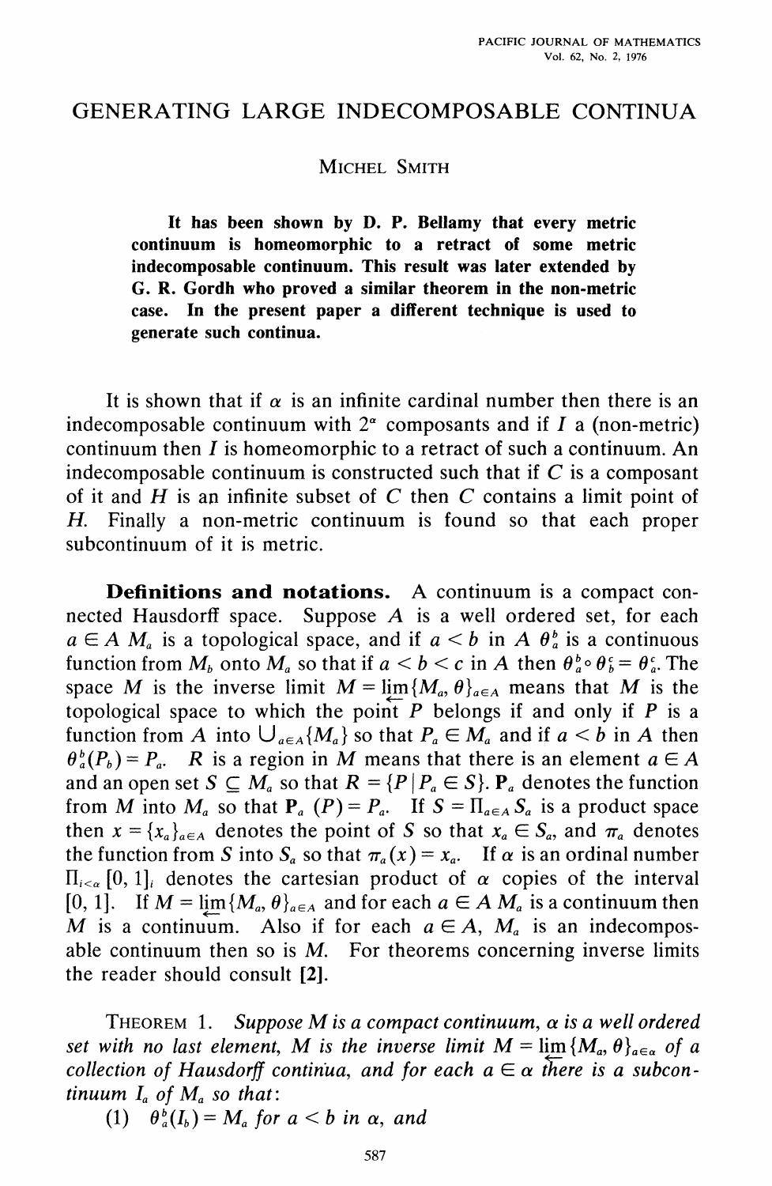# GENERATING LARGE INDECOMPOSABLE CONTINUA

MICHEL SMITH

**It has been shown by D. P. Bellamy that every metric continuum is homeomorphic to a retract of some metric indecomposable continuum. This result was later extended by G. R. Gordh who proved a similar theorem in the non-metric case. In the present paper a different technique is used to generate such continua.**

It is shown that if $\alpha$ is an infinite cardinal number then there is an indecomposable continuum with $2^\alpha$ composants and if $I$ a (non-metric) continuum then $I$ is homeomorphic to a retract of such a continuum. An indecomposable continuum is constructed such that if $C$ is a composant of it and $H$ is an infinite subset of $C$ then $C$ contains a limit point of $H$. Finally a non-metric continuum is found so that each proper subcontinuum of it is metric.

**Definitions and notations.** A continuum is a compact connected Hausdorff space. Suppose $A$ is a well ordered set, for each $a \in A$ $M_a$ is a topological space, and if $a < b$ in $A$ $\theta_a^b$ is a continuous function from $M_b$ onto $M_a$ so that if $a < b < c$ in $A$ then $\theta_a^b \circ \theta_b^c = \theta_a^c$. The space $M$ is the inverse limit $M = \varprojlim \{M_a, \theta\}_{a \in A}$ means that $M$ is the topological space to which the point $P$ belongs if and only if $P$ is a function from $A$ into $\bigcup_{a \in A}\{M_a\}$ so that $P_a \in M_a$ and if $a < b$ in $A$ then $\theta_a^b(P_b) = P_a$. $R$ is a region in $M$ means that there is an element $a \in A$ and an open set $S \subseteq M_a$ so that $R = \{P \mid P_a \in S\}$. $\mathbf{P}_a$ denotes the function from $M$ into $M_a$ so that $\mathbf{P}_a\ (P) = P_a$. If $S = \Pi_{a \in A} S_a$ is a product space then $x = \{x_a\}_{a \in A}$ denotes the point of $S$ so that $x_a \in S_a$, and $\pi_a$ denotes the function from $S$ into $S_a$ so that $\pi_a(x) = x_a$. If $\alpha$ is an ordinal number $\Pi_{i<\alpha}[0, 1]_i$ denotes the cartesian product of $\alpha$ copies of the interval $[0, 1]$. If $M = \varprojlim \{M_a, \theta\}_{a \in A}$ and for each $a \in A$ $M_a$ is a continuum then $M$ is a continuum. Also if for each $a \in A$, $M_a$ is an indecomposable continuum then so is $M$. For theorems concerning inverse limits the reader should consult **[2]**.

THEOREM 1. *Suppose $M$ is a compact continuum, $\alpha$ is a well ordered set with no last element, $M$ is the inverse limit $M = \varprojlim \{M_a, \theta\}_{a \in \alpha}$ of a collection of Hausdorff continua, and for each $a \in \alpha$ there is a subcontinuum $I_a$ of $M_a$ so that:*

(1) $\theta_a^b(I_b) = M_a$ *for $a < b$ in $\alpha$, and*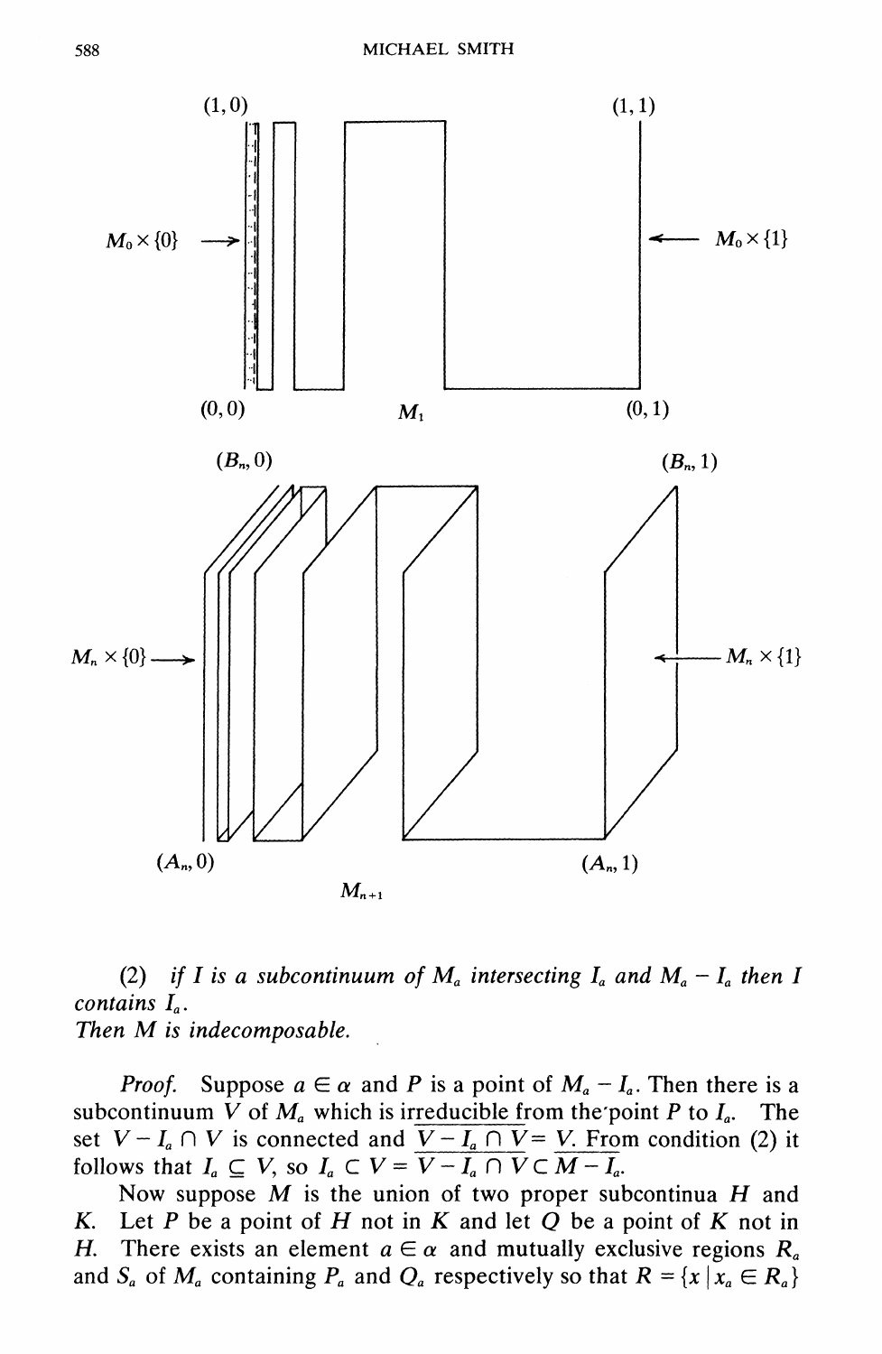$(1,0)$ $(1,1)$

$M_0 \times \{0\}$ $M_0 \times \{1\}$

$(0,0)$ $M_1$ $(0,1)$

$(B_n, 0)$ $(B_n, 1)$

$M_n \times \{0\}$ $M_n \times \{1\}$

$(A_n, 0)$ $(A_n, 1)$

$M_{n+1}$

(2) *if $I$ is a subcontinuum of $M_a$ intersecting $I_a$ and $M_a - I_a$ then $I$ contains $I_a$.*
*Then $M$ is indecomposable.*

*Proof.* Suppose $a \in \alpha$ and $P$ is a point of $M_a - I_a$. Then there is a subcontinuum $V$ of $M_a$ which is irreducible from the point $P$ to $I_a$. The set $V - I_a \cap V$ is connected and $\overline{V - I_a \cap V} = V$. From condition (2) it follows that $I_a \subseteq V$, so $I_a \subset V = \overline{V - I_a \cap V} \subset \overline{M - I_a}$.

Now suppose $M$ is the union of two proper subcontinua $H$ and $K$. Let $P$ be a point of $H$ not in $K$ and let $Q$ be a point of $K$ not in $H$. There exists an element $a \in \alpha$ and mutually exclusive regions $R_a$ and $S_a$ of $M_a$ containing $P_a$ and $Q_a$ respectively so that $R = \{x \mid x_a \in R_a\}$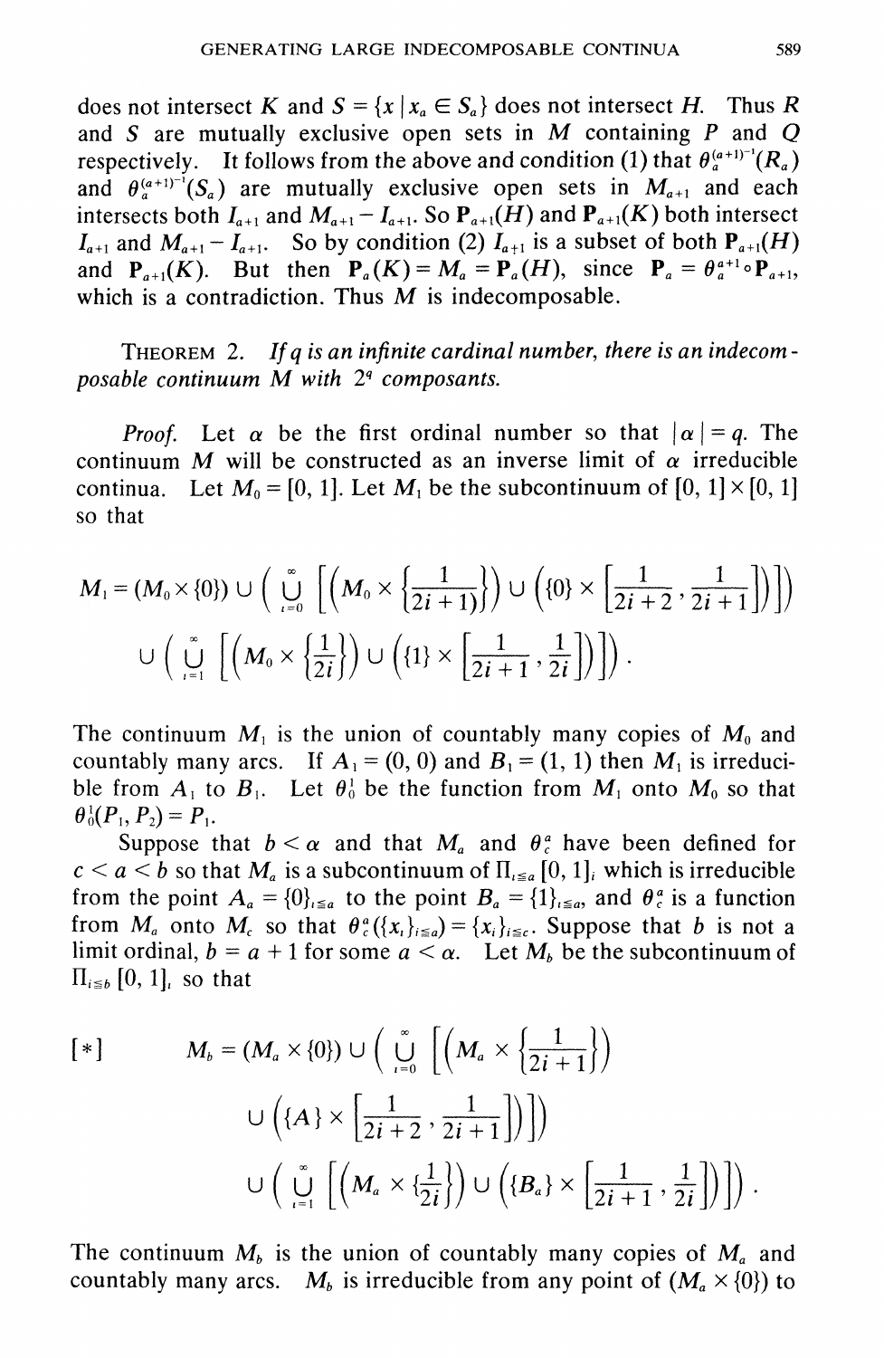does not intersect $K$ and $S = \{x \mid x_a \in S_a\}$ does not intersect $H$. Thus $R$ and $S$ are mutually exclusive open sets in $M$ containing $P$ and $Q$ respectively. It follows from the above and condition (1) that $\theta_a^{(a+1)^{-1}}(R_a)$ and $\theta_a^{(a+1)^{-1}}(S_a)$ are mutually exclusive open sets in $M_{a+1}$ and each intersects both $I_{a+1}$ and $M_{a+1} - I_{a+1}$. So $\mathbf{P}_{a+1}(H)$ and $\mathbf{P}_{a+1}(K)$ both intersect $I_{a+1}$ and $M_{a+1} - I_{a+1}$. So by condition (2) $I_{a+1}$ is a subset of both $\mathbf{P}_{a+1}(H)$ and $\mathbf{P}_{a+1}(K)$. But then $\mathbf{P}_a(K) = M_a = \mathbf{P}_a(H)$, since $\mathbf{P}_a = \theta_a^{a+1} \circ \mathbf{P}_{a+1}$, which is a contradiction. Thus $M$ is indecomposable.

THEOREM 2. *If $q$ is an infinite cardinal number, there is an indecomposable continuum $M$ with $2^q$ composants.*

*Proof.* Let $\alpha$ be the first ordinal number so that $|\alpha| = q$. The continuum $M$ will be constructed as an inverse limit of $\alpha$ irreducible continua. Let $M_0 = [0, 1]$. Let $M_1$ be the subcontinuum of $[0, 1] \times [0, 1]$ so that

$$M_1 = (M_0 \times \{0\}) \cup \left( \bigcup_{i=0}^{\infty} \left[ \left( M_0 \times \left\{ \frac{1}{2i+1} \right\} \right) \cup \left( \{0\} \times \left[ \frac{1}{2i+2}, \frac{1}{2i+1} \right] \right) \right] \right)$$
$$\cup \left( \bigcup_{i=1}^{\infty} \left[ \left( M_0 \times \left\{ \frac{1}{2i} \right\} \right) \cup \left( \{1\} \times \left[ \frac{1}{2i+1}, \frac{1}{2i} \right] \right) \right] \right).$$

The continuum $M_1$ is the union of countably many copies of $M_0$ and countably many arcs. If $A_1 = (0, 0)$ and $B_1 = (1, 1)$ then $M_1$ is irreducible from $A_1$ to $B_1$. Let $\theta_0^1$ be the function from $M_1$ onto $M_0$ so that $\theta_0^1(P_1, P_2) = P_1$.

Suppose that $b < \alpha$ and that $M_a$ and $\theta_c^a$ have been defined for $c < a < b$ so that $M_a$ is a subcontinuum of $\Pi_{i \leq a} [0, 1]_i$ which is irreducible from the point $A_a = \{0\}_{i \leq a}$ to the point $B_a = \{1\}_{i \leq a}$, and $\theta_c^a$ is a function from $M_a$ onto $M_c$ so that $\theta_c^a(\{x_i\}_{i \leq a}) = \{x_i\}_{i \leq c}$. Suppose that $b$ is not a limit ordinal, $b = a + 1$ for some $a < \alpha$. Let $M_b$ be the subcontinuum of $\Pi_{i \leq b} [0, 1]_i$ so that

$$[*] \qquad M_b = (M_a \times \{0\}) \cup \left( \bigcup_{i=0}^{\infty} \left[ \left( M_a \times \left\{ \frac{1}{2i+1} \right\} \right) \right. \right.$$
$$\left. \left. \cup \left( \{A\} \times \left[ \frac{1}{2i+2}, \frac{1}{2i+1} \right] \right) \right] \right)$$
$$\cup \left( \bigcup_{i=1}^{\infty} \left[ \left( M_a \times \left\{ \frac{1}{2i} \right\} \right) \cup \left( \{B_a\} \times \left[ \frac{1}{2i+1}, \frac{1}{2i} \right] \right) \right] \right).$$

The continuum $M_b$ is the union of countably many copies of $M_a$ and countably many arcs. $M_b$ is irreducible from any point of $(M_a \times \{0\})$ to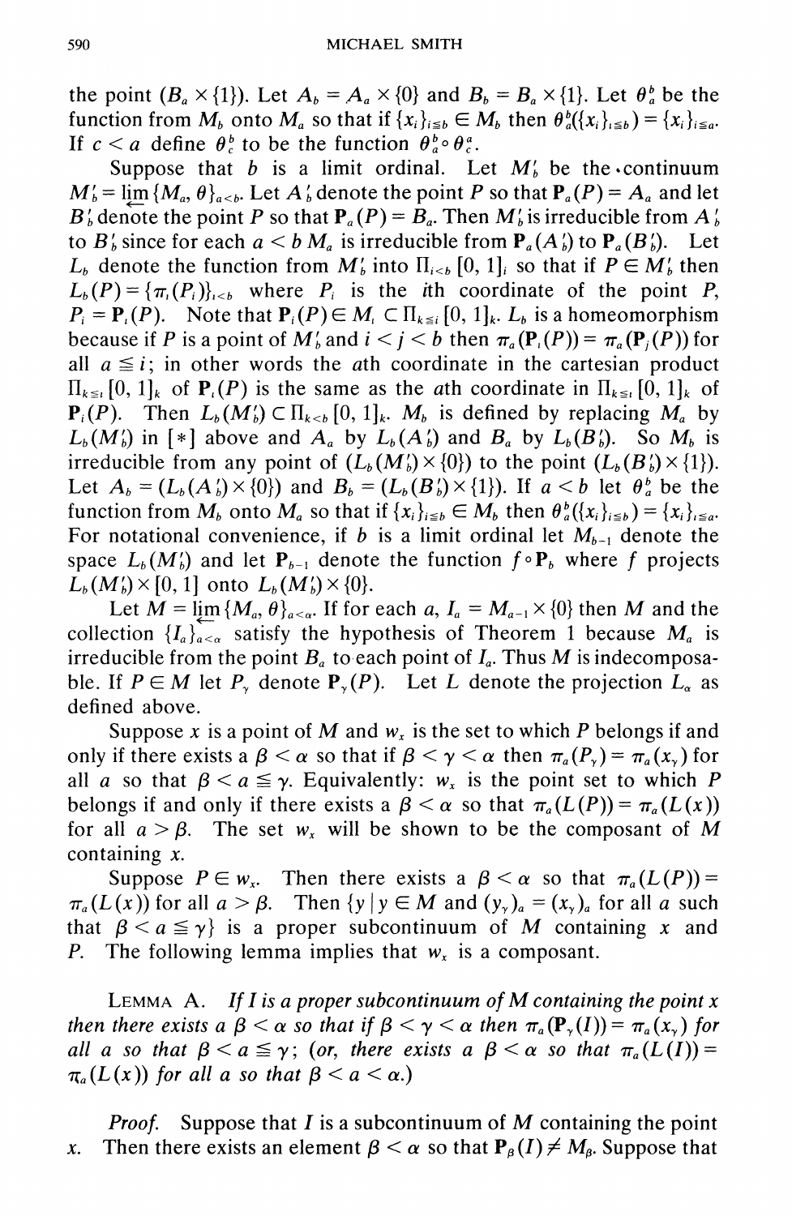the point $(B_a \times \{1\})$. Let $A_b = A_a \times \{0\}$ and $B_b = B_a \times \{1\}$. Let $\theta_a^b$ be the function from $M_b$ onto $M_a$ so that if $\{x_i\}_{i \leqq b} \in M_b$ then $\theta_a^b(\{x_i\}_{i \leqq b}) = \{x_i\}_{i \leqq a}$. If $c < a$ define $\theta_c^b$ to be the function $\theta_a^b \circ \theta_c^a$.

Suppose that $b$ is a limit ordinal. Let $M_b'$ be the continuum $M_b' = \varprojlim \{M_a, \theta\}_{a<b}$. Let $A_b'$ denote the point $P$ so that $\mathbf{P}_a(P) = A_a$ and let $B_b'$ denote the point $P$ so that $\mathbf{P}_a(P) = B_a$. Then $M_b'$ is irreducible from $A_b'$ to $B_b'$ since for each $a < b$ $M_a$ is irreducible from $\mathbf{P}_a(A_b')$ to $\mathbf{P}_a(B_b')$. Let $L_b$ denote the function from $M_b'$ into $\Pi_{i<b}[0,1]_i$ so that if $P \in M_b'$ then $L_b(P) = \{\pi_i(P_i)\}_{i<b}$ where $P_i$ is the $i$th coordinate of the point $P$, $P_i = \mathbf{P}_i(P)$. Note that $\mathbf{P}_i(P) \in M_i \subset \Pi_{k \leqq i}[0,1]_k$. $L_b$ is a homeomorphism because if $P$ is a point of $M_b'$ and $i < j < b$ then $\pi_a(\mathbf{P}_i(P)) = \pi_a(\mathbf{P}_j(P))$ for all $a \leqq i$; in other words the $a$th coordinate in the cartesian product $\Pi_{k \leqq i}[0,1]_k$ of $\mathbf{P}_i(P)$ is the same as the $a$th coordinate in $\Pi_{k \leqq i}[0,1]_k$ of $\mathbf{P}_i(P)$. Then $L_b(M_b') \subset \Pi_{k<b}[0,1]_k$. $M_b$ is defined by replacing $M_a$ by $L_b(M_b')$ in [*] above and $A_a$ by $L_b(A_b')$ and $B_a$ by $L_b(B_b')$. So $M_b$ is irreducible from any point of $(L_b(M_b') \times \{0\})$ to the point $(L_b(B_b') \times \{1\})$. Let $A_b = (L_b(A_b') \times \{0\})$ and $B_b = (L_b(B_b') \times \{1\})$. If $a < b$ let $\theta_a^b$ be the function from $M_b$ onto $M_a$ so that if $\{x_i\}_{i \leqq b} \in M_b$ then $\theta_a^b(\{x_i\}_{i \leqq b}) = \{x_i\}_{i \leqq a}$. For notational convenience, if $b$ is a limit ordinal let $M_{b-1}$ denote the space $L_b(M_b')$ and let $\mathbf{P}_{b-1}$ denote the function $f \circ \mathbf{P}_b$ where $f$ projects $L_b(M_b') \times [0,1]$ onto $L_b(M_b') \times \{0\}$.

Let $M = \varprojlim \{M_a, \theta\}_{a<\alpha}$. If for each $a$, $I_a = M_{a-1} \times \{0\}$ then $M$ and the collection $\{I_a\}_{a<\alpha}$ satisfy the hypothesis of Theorem 1 because $M_a$ is irreducible from the point $B_a$ to each point of $I_a$. Thus $M$ is indecomposable. If $P \in M$ let $P_\gamma$ denote $\mathbf{P}_\gamma(P)$. Let $L$ denote the projection $L_\alpha$ as defined above.

Suppose $x$ is a point of $M$ and $w_x$ is the set to which $P$ belongs if and only if there exists a $\beta < \alpha$ so that if $\beta < \gamma < \alpha$ then $\pi_a(P_\gamma) = \pi_a(x_\gamma)$ for all $a$ so that $\beta < a \leqq \gamma$. Equivalently: $w_x$ is the point set to which $P$ belongs if and only if there exists a $\beta < \alpha$ so that $\pi_a(L(P)) = \pi_a(L(x))$ for all $a > \beta$. The set $w_x$ will be shown to be the composant of $M$ containing $x$.

Suppose $P \in w_x$. Then there exists a $\beta < \alpha$ so that $\pi_a(L(P)) = \pi_a(L(x))$ for all $a > \beta$. Then $\{y \mid y \in M \text{ and } (y_\gamma)_a = (x_\gamma)_a \text{ for all } a \text{ such that } \beta < a \leqq \gamma\}$ is a proper subcontinuum of $M$ containing $x$ and $P$. The following lemma implies that $w_x$ is a composant.

Lemma A. *If $I$ is a proper subcontinuum of $M$ containing the point $x$ then there exists a $\beta < \alpha$ so that if $\beta < \gamma < \alpha$ then $\pi_a(\mathbf{P}_\gamma(I)) = \pi_a(x_\gamma)$ for all $a$ so that $\beta < a \leqq \gamma$; (or, there exists a $\beta < \alpha$ so that $\pi_a(L(I)) = \pi_a(L(x))$ for all $a$ so that $\beta < a < \alpha$.)*

*Proof.* Suppose that $I$ is a subcontinuum of $M$ containing the point $x$. Then there exists an element $\beta < \alpha$ so that $\mathbf{P}_\beta(I) \neq M_\beta$. Suppose that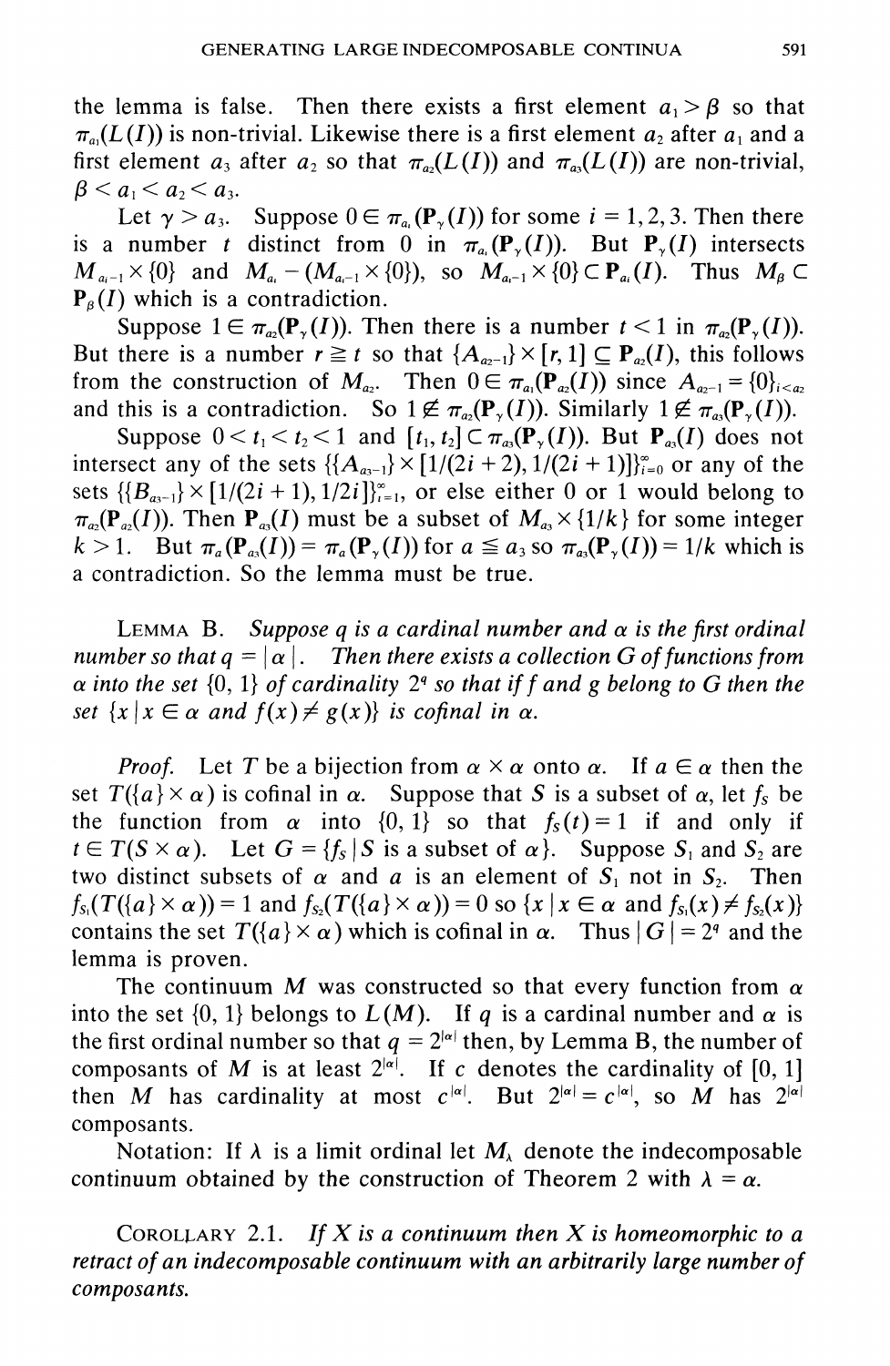the lemma is false. Then there exists a first element $a_1 > \beta$ so that $\pi_{a_1}(L(I))$ is non-trivial. Likewise there is a first element $a_2$ after $a_1$ and a first element $a_3$ after $a_2$ so that $\pi_{a_2}(L(I))$ and $\pi_{a_3}(L(I))$ are non-trivial, $\beta < a_1 < a_2 < a_3$.

Let $\gamma > a_3$. Suppose $0 \in \pi_{a_i}(\mathbf{P}_\gamma(I))$ for some $i = 1, 2, 3$. Then there is a number $t$ distinct from 0 in $\pi_{a_i}(\mathbf{P}_\gamma(I))$. But $\mathbf{P}_\gamma(I)$ intersects $M_{a_i - 1} \times \{0\}$ and $M_{a_i} - (M_{a_i - 1} \times \{0\})$, so $M_{a_i - 1} \times \{0\} \subset \mathbf{P}_{a_i}(I)$. Thus $M_\beta \subset \mathbf{P}_\beta(I)$ which is a contradiction.

Suppose $1 \in \pi_{a_2}(\mathbf{P}_\gamma(I))$. Then there is a number $t < 1$ in $\pi_{a_2}(\mathbf{P}_\gamma(I))$. But there is a number $r \geqq t$ so that $\{A_{a_2 - 1}\} \times [r, 1] \subseteq \mathbf{P}_{a_2}(I)$, this follows from the construction of $M_{a_2}$. Then $0 \in \pi_{a_1}(\mathbf{P}_{a_2}(I))$ since $A_{a_2 - 1} = \{0\}_{i < a_2}$ and this is a contradiction. So $1 \notin \pi_{a_2}(\mathbf{P}_\gamma(I))$. Similarly $1 \notin \pi_{a_3}(\mathbf{P}_\gamma(I))$.

Suppose $0 < t_1 < t_2 < 1$ and $[t_1, t_2] \subset \pi_{a_3}(\mathbf{P}_\gamma(I))$. But $\mathbf{P}_{a_3}(I)$ does not intersect any of the sets $\{\{A_{a_3 - 1}\} \times [1/(2i+2), 1/(2i+1)]\}_{i=0}^\infty$ or any of the sets $\{\{B_{a_3 - 1}\} \times [1/(2i+1), 1/2i]\}_{i=1}^\infty$, or else either 0 or 1 would belong to $\pi_{a_2}(\mathbf{P}_{a_2}(I))$. Then $\mathbf{P}_{a_3}(I)$ must be a subset of $M_{a_3} \times \{1/k\}$ for some integer $k > 1$. But $\pi_a(\mathbf{P}_{a_3}(I)) = \pi_a(\mathbf{P}_\gamma(I))$ for $a \leqq a_3$ so $\pi_{a_3}(\mathbf{P}_\gamma(I)) = 1/k$ which is a contradiction. So the lemma must be true.

LEMMA B. *Suppose $q$ is a cardinal number and $\alpha$ is the first ordinal number so that $q = |\alpha|$. Then there exists a collection $G$ of functions from $\alpha$ into the set $\{0, 1\}$ of cardinality $2^q$ so that if $f$ and $g$ belong to $G$ then the set $\{x \mid x \in \alpha \text{ and } f(x) \neq g(x)\}$ is cofinal in $\alpha$.*

*Proof.* Let $T$ be a bijection from $\alpha \times \alpha$ onto $\alpha$. If $a \in \alpha$ then the set $T(\{a\} \times \alpha)$ is cofinal in $\alpha$. Suppose that $S$ is a subset of $\alpha$, let $f_S$ be the function from $\alpha$ into $\{0, 1\}$ so that $f_S(t) = 1$ if and only if $t \in T(S \times \alpha)$. Let $G = \{f_S \mid S \text{ is a subset of } \alpha\}$. Suppose $S_1$ and $S_2$ are two distinct subsets of $\alpha$ and $a$ is an element of $S_1$ not in $S_2$. Then $f_{S_1}(T(\{a\} \times \alpha)) = 1$ and $f_{S_2}(T(\{a\} \times \alpha)) = 0$ so $\{x \mid x \in \alpha \text{ and } f_{S_1}(x) \neq f_{S_2}(x)\}$ contains the set $T(\{a\} \times \alpha)$ which is cofinal in $\alpha$. Thus $|G| = 2^q$ and the lemma is proven.

The continuum $M$ was constructed so that every function from $\alpha$ into the set $\{0, 1\}$ belongs to $L(M)$. If $q$ is a cardinal number and $\alpha$ is the first ordinal number so that $q = 2^{|\alpha|}$ then, by Lemma B, the number of composants of $M$ is at least $2^{|\alpha|}$. If $c$ denotes the cardinality of $[0, 1]$ then $M$ has cardinality at most $c^{|\alpha|}$. But $2^{|\alpha|} = c^{|\alpha|}$, so $M$ has $2^{|\alpha|}$ composants.

Notation: If $\lambda$ is a limit ordinal let $M_\lambda$ denote the indecomposable continuum obtained by the construction of Theorem 2 with $\lambda = \alpha$.

COROLLARY 2.1. *If $X$ is a continuum then $X$ is homeomorphic to a retract of an indecomposable continuum with an arbitrarily large number of composants.*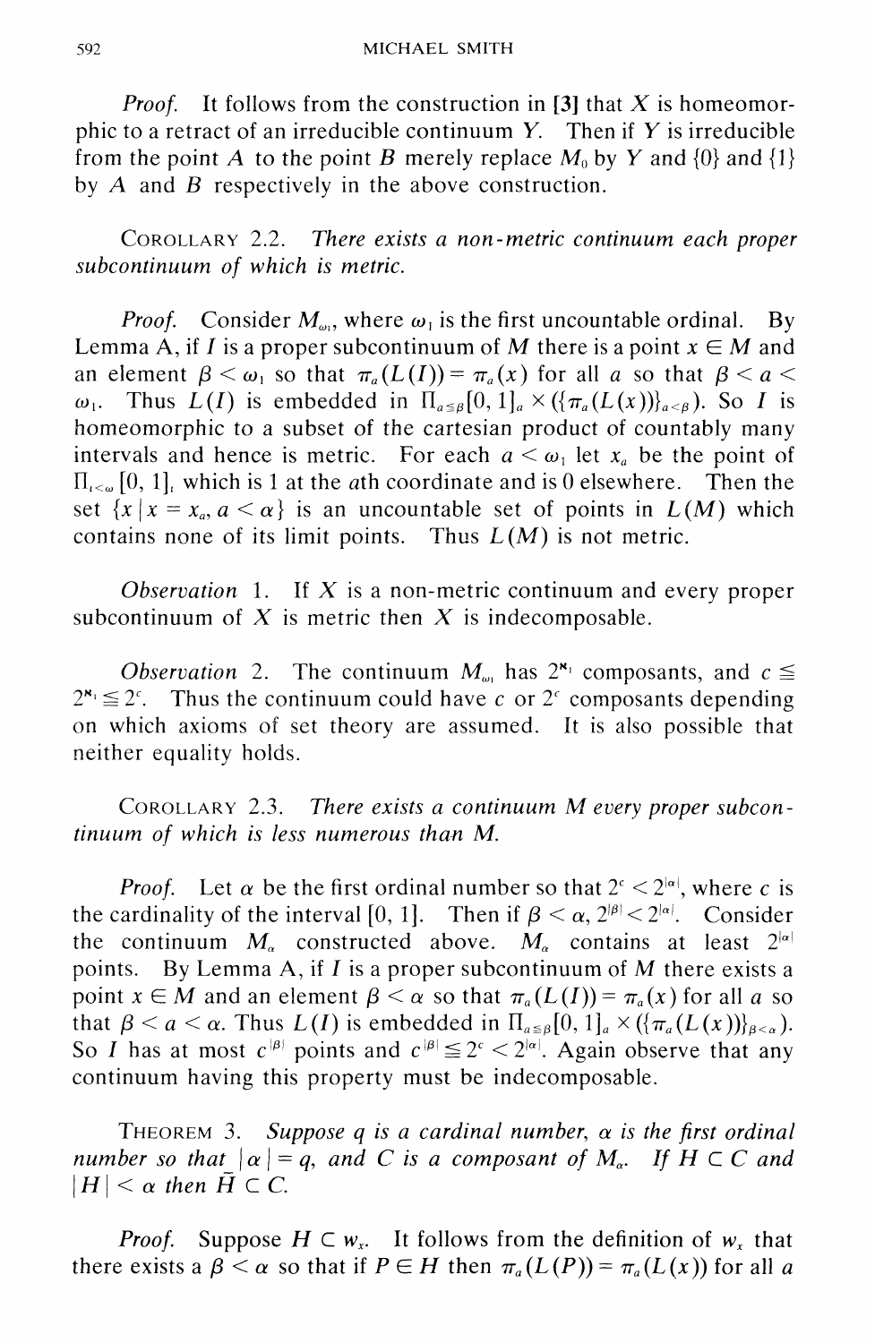*Proof.* It follows from the construction in **[3]** that $X$ is homeomorphic to a retract of an irreducible continuum $Y$. Then if $Y$ is irreducible from the point $A$ to the point $B$ merely replace $M_0$ by $Y$ and $\{0\}$ and $\{1\}$ by $A$ and $B$ respectively in the above construction.

COROLLARY 2.2. *There exists a non-metric continuum each proper subcontinuum of which is metric.*

*Proof.* Consider $M_{\omega_1}$, where $\omega_1$ is the first uncountable ordinal. By Lemma A, if $I$ is a proper subcontinuum of $M$ there is a point $x \in M$ and an element $\beta < \omega_1$ so that $\pi_a(L(I)) = \pi_a(x)$ for all $a$ so that $\beta < a < \omega_1$. Thus $L(I)$ is embedded in $\Pi_{a \leqq \beta}[0, 1]_a \times (\{\pi_a(L(x))\}_{a<\beta})$. So $I$ is homeomorphic to a subset of the cartesian product of countably many intervals and hence is metric. For each $a < \omega_1$ let $x_a$ be the point of $\Pi_{t<\omega}[0, 1]_t$ which is 1 at the $a$th coordinate and is 0 elsewhere. Then the set $\{x \mid x = x_a, a < \alpha\}$ is an uncountable set of points in $L(M)$ which contains none of its limit points. Thus $L(M)$ is not metric.

*Observation* 1. If $X$ is a non-metric continuum and every proper subcontinuum of $X$ is metric then $X$ is indecomposable.

*Observation* 2. The continuum $M_{\omega_1}$ has $2^{\aleph_1}$ composants, and $c \leqq 2^{\aleph_1} \leqq 2^c$. Thus the continuum could have $c$ or $2^c$ composants depending on which axioms of set theory are assumed. It is also possible that neither equality holds.

COROLLARY 2.3. *There exists a continuum $M$ every proper subcontinuum of which is less numerous than $M$.*

*Proof.* Let $\alpha$ be the first ordinal number so that $2^c < 2^{|\alpha|}$, where $c$ is the cardinality of the interval $[0, 1]$. Then if $\beta < \alpha$, $2^{|\beta|} < 2^{|\alpha|}$. Consider the continuum $M_\alpha$ constructed above. $M_\alpha$ contains at least $2^{|\alpha|}$ points. By Lemma A, if $I$ is a proper subcontinuum of $M$ there exists a point $x \in M$ and an element $\beta < \alpha$ so that $\pi_a(L(I)) = \pi_a(x)$ for all $a$ so that $\beta < a < \alpha$. Thus $L(I)$ is embedded in $\Pi_{a \leqq \beta}[0, 1]_a \times (\{\pi_a(L(x))\}_{\beta<\alpha})$. So $I$ has at most $c^{|\beta|}$ points and $c^{|\beta|} \leqq 2^c < 2^{|\alpha|}$. Again observe that any continuum having this property must be indecomposable.

THEOREM 3. *Suppose $q$ is a cardinal number, $\alpha$ is the first ordinal number so that $|\alpha| = q$, and $C$ is a composant of $M_\alpha$. If $H \subset C$ and $|H| < \alpha$ then $\bar{H} \subset C$.*

*Proof.* Suppose $H \subset w_x$. It follows from the definition of $w_x$ that there exists a $\beta < \alpha$ so that if $P \in H$ then $\pi_a(L(P)) = \pi_a(L(x))$ for all $a$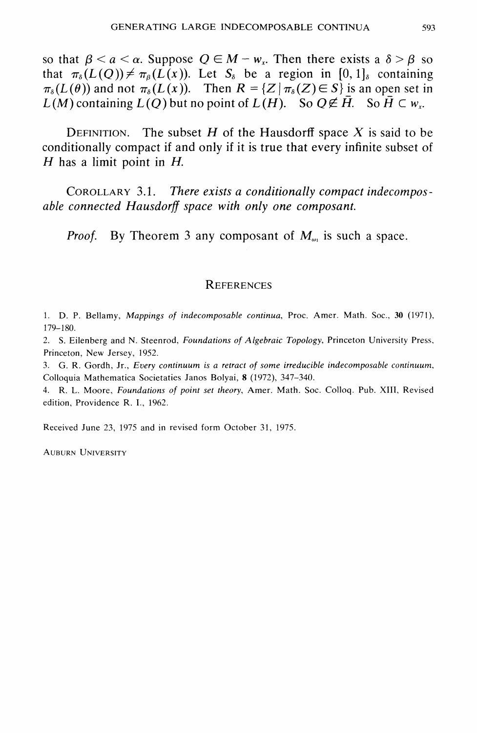so that $\beta < a < \alpha$. Suppose $Q \in M - w_x$. Then there exists a $\delta > \beta$ so that $\pi_\delta(L(Q)) \neq \pi_\beta(L(x))$. Let $S_\delta$ be a region in $[0, 1]_\delta$ containing $\pi_\delta(L(\theta))$ and not $\pi_\delta(L(x))$. Then $R = \{Z \mid \pi_\delta(Z) \in S\}$ is an open set in $L(M)$ containing $L(Q)$ but no point of $L(H)$. So $Q \notin \bar{H}$. So $\bar{H} \subset w_x$.

Definition. The subset $H$ of the Hausdorff space $X$ is said to be conditionally compact if and only if it is true that every infinite subset of $H$ has a limit point in $H$.

Corollary 3.1. *There exists a conditionally compact indecomposable connected Hausdorff space with only one composant.*

*Proof.* By Theorem 3 any composant of $M_{\omega_1}$ is such a space.

## References

1. D. P. Bellamy, *Mappings of indecomposable continua*, Proc. Amer. Math. Soc., **30** (1971), 179–180.
2. S. Eilenberg and N. Steenrod, *Foundations of Algebraic Topology*, Princeton University Press, Princeton, New Jersey, 1952.
3. G. R. Gordh, Jr., *Every continuum is a retract of some irreducible indecomposable continuum*, Colloquia Mathematica Societaties Janos Bolyai, **8** (1972), 347–340.
4. R. L. Moore, *Foundations of point set theory*, Amer. Math. Soc. Colloq. Pub. XIII, Revised edition, Providence R. I., 1962.

Received June 23, 1975 and in revised form October 31, 1975.

Auburn University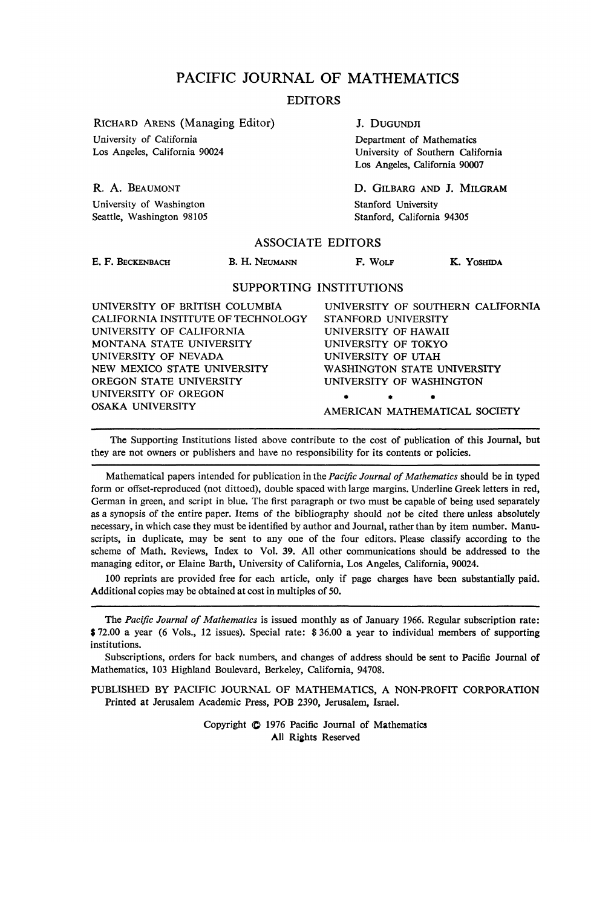# PACIFIC JOURNAL OF MATHEMATICS

## EDITORS

RICHARD ARENS (Managing Editor)
University of California
Los Angeles, California 90024

J. DUGUNDJI
Department of Mathematics
University of Southern California
Los Angeles, California 90007

R. A. BEAUMONT
University of Washington
Seattle, Washington 98105

D. GILBARG AND J. MILGRAM
Stanford University
Stanford, California 94305

## ASSOCIATE EDITORS

E. F. BECKENBACH B. H. NEUMANN F. WOLF K. YOSHIDA

## SUPPORTING INSTITUTIONS

UNIVERSITY OF BRITISH COLUMBIA
CALIFORNIA INSTITUTE OF TECHNOLOGY
UNIVERSITY OF CALIFORNIA
MONTANA STATE UNIVERSITY
UNIVERSITY OF NEVADA
NEW MEXICO STATE UNIVERSITY
OREGON STATE UNIVERSITY
UNIVERSITY OF OREGON
OSAKA UNIVERSITY
UNIVERSITY OF SOUTHERN CALIFORNIA
STANFORD UNIVERSITY
UNIVERSITY OF HAWAII
UNIVERSITY OF TOKYO
UNIVERSITY OF UTAH
WASHINGTON STATE UNIVERSITY
UNIVERSITY OF WASHINGTON
\* \* \*
AMERICAN MATHEMATICAL SOCIETY

---

The Supporting Institutions listed above contribute to the cost of publication of this Journal, but they are not owners or publishers and have no responsibility for its contents or policies.

---

Mathematical papers intended for publication in the *Pacific Journal of Mathematics* should be in typed form or offset-reproduced (not dittoed), double spaced with large margins. Underline Greek letters in red, German in green, and script in blue. The first paragraph or two must be capable of being used separately as a synopsis of the entire paper. Items of the bibliography should not be cited there unless absolutely necessary, in which case they must be identified by author and Journal, rather than by item number. Manuscripts, in duplicate, may be sent to any one of the four editors. Please classify according to the scheme of Math. Reviews, Index to Vol. 39. All other communications should be addressed to the managing editor, or Elaine Barth, University of California, Los Angeles, California, 90024.

100 reprints are provided free for each article, only if page charges have been substantially paid. Additional copies may be obtained at cost in multiples of 50.

---

The *Pacific Journal of Mathematics* is issued monthly as of January 1966. Regular subscription rate: $72.00 a year (6 Vols., 12 issues). Special rate: $36.00 a year to individual members of supporting institutions.

Subscriptions, orders for back numbers, and changes of address should be sent to Pacific Journal of Mathematics, 103 Highland Boulevard, Berkeley, California, 94708.

PUBLISHED BY PACIFIC JOURNAL OF MATHEMATICS, A NON-PROFIT CORPORATION
Printed at Jerusalem Academic Press, POB 2390, Jerusalem, Israel.

Copyright © 1976 Pacific Journal of Mathematics
All Rights Reserved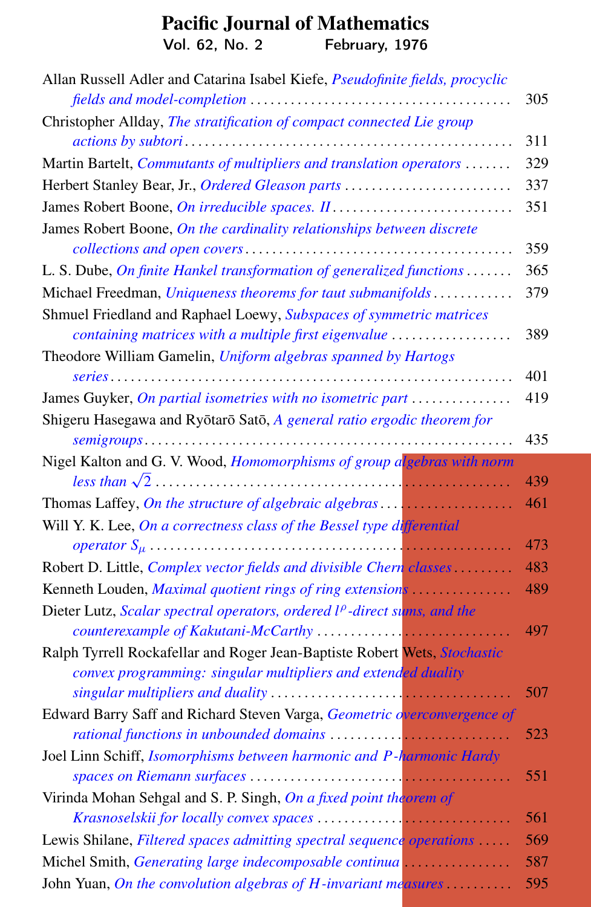# Pacific Journal of Mathematics

Vol. 62, No. 2 February, 1976

Allan Russell Adler and Catarina Isabel Kiefe, *Pseudofinite fields, procyclic fields and model-completion* . . . . . . . . . . 305

Christopher Allday, *The stratification of compact connected Lie group actions by subtori* . . . . . . . . . . 311

Martin Bartelt, *Commutants of multipliers and translation operators* . . . . . . . 329

Herbert Stanley Bear, Jr., *Ordered Gleason parts* . . . . . . . . . . 337

James Robert Boone, *On irreducible spaces. II* . . . . . . . . . . 351

James Robert Boone, *On the cardinality relationships between discrete collections and open covers* . . . . . . . . . . 359

L. S. Dube, *On finite Hankel transformation of generalized functions* . . . . . . . 365

Michael Freedman, *Uniqueness theorems for taut submanifolds* . . . . . . . . . . 379

Shmuel Friedland and Raphael Loewy, *Subspaces of symmetric matrices containing matrices with a multiple first eigenvalue* . . . . . . . . . . 389

Theodore William Gamelin, *Uniform algebras spanned by Hartogs series* . . . . . . . . . . 401

James Guyker, *On partial isometries with no isometric part* . . . . . . . . . . 419

Shigeru Hasegawa and Ryōtarō Satō, *A general ratio ergodic theorem for semigroups* . . . . . . . . . . 435

Nigel Kalton and G. V. Wood, *Homomorphisms of group algebras with norm less than* $\sqrt{2}$ . . . . . . . . . . 439

Thomas Laffey, *On the structure of algebraic algebras* . . . . . . . . . . 461

Will Y. K. Lee, *On a correctness class of the Bessel type differential operator* $S_\mu$ . . . . . . . . . . 473

Robert D. Little, *Complex vector fields and divisible Chern classes* . . . . . . . . . 483

Kenneth Louden, *Maximal quotient rings of ring extensions* . . . . . . . . . . 489

Dieter Lutz, *Scalar spectral operators, ordered* $l^p$*-direct sums, and the counterexample of Kakutani-McCarthy* . . . . . . . . . . 497

Ralph Tyrrell Rockafellar and Roger Jean-Baptiste Robert Wets, *Stochastic convex programming: singular multipliers and extended duality singular multipliers and duality* . . . . . . . . . . 507

Edward Barry Saff and Richard Steven Varga, *Geometric overconvergence of rational functions in unbounded domains* . . . . . . . . . . 523

Joel Linn Schiff, *Isomorphisms between harmonic and* $P$*-harmonic Hardy spaces on Riemann surfaces* . . . . . . . . . . 551

Virinda Mohan Sehgal and S. P. Singh, *On a fixed point theorem of Krasnoselskii for locally convex spaces* . . . . . . . . . . 561

Lewis Shilane, *Filtered spaces admitting spectral sequence operations* . . . . . 569

Michel Smith, *Generating large indecomposable continua* . . . . . . . . . . 587

John Yuan, *On the convolution algebras of* $H$*-invariant measures* . . . . . . . . . . 595